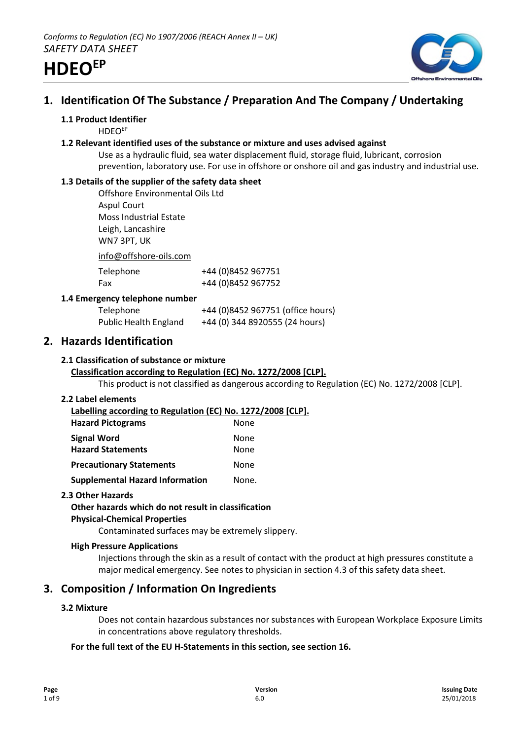*Conforms to Regulation (EC) No 1907/2006 (REACH Annex II – UK)*
*SAFETY DATA SHEET*

# HDEO[EP]

## 1. Identification Of The Substance / Preparation And The Company / Undertaking

### 1.1 Product Identifier

HDEO[EP]

### 1.2 Relevant identified uses of the substance or mixture and uses advised against

Use as a hydraulic fluid, sea water displacement fluid, storage fluid, lubricant, corrosion prevention, laboratory use. For use in offshore or onshore oil and gas industry and industrial use.

### 1.3 Details of the supplier of the safety data sheet

Offshore Environmental Oils Ltd
Aspul Court
Moss Industrial Estate
Leigh, Lancashire
WN7 3PT, UK

info@offshore-oils.com

| | |
|---|---|
| Telephone | +44 (0)8452 967751 |
| Fax | +44 (0)8452 967752 |

### 1.4 Emergency telephone number

| | |
|---|---|
| Telephone | +44 (0)8452 967751 (office hours) |
| Public Health England | +44 (0) 344 8920555 (24 hours) |

## 2. Hazards Identification

### 2.1 Classification of substance or mixture

**Classification according to Regulation (EC) No. 1272/2008 [CLP].**

This product is not classified as dangerous according to Regulation (EC) No. 1272/2008 [CLP].

### 2.2 Label elements

**Labelling according to Regulation (EC) No. 1272/2008 [CLP].**

| | |
|---|---|
| **Hazard Pictograms** | None |
| **Signal Word** | None |
| **Hazard Statements** | None |
| **Precautionary Statements** | None |
| **Supplemental Hazard Information** | None. |

### 2.3 Other Hazards

**Other hazards which do not result in classification**

**Physical-Chemical Properties**

Contaminated surfaces may be extremely slippery.

**High Pressure Applications**

Injections through the skin as a result of contact with the product at high pressures constitute a major medical emergency. See notes to physician in section 4.3 of this safety data sheet.

## 3. Composition / Information On Ingredients

### 3.2 Mixture

Does not contain hazardous substances nor substances with European Workplace Exposure Limits in concentrations above regulatory thresholds.

**For the full text of the EU H-Statements in this section, see section 16.**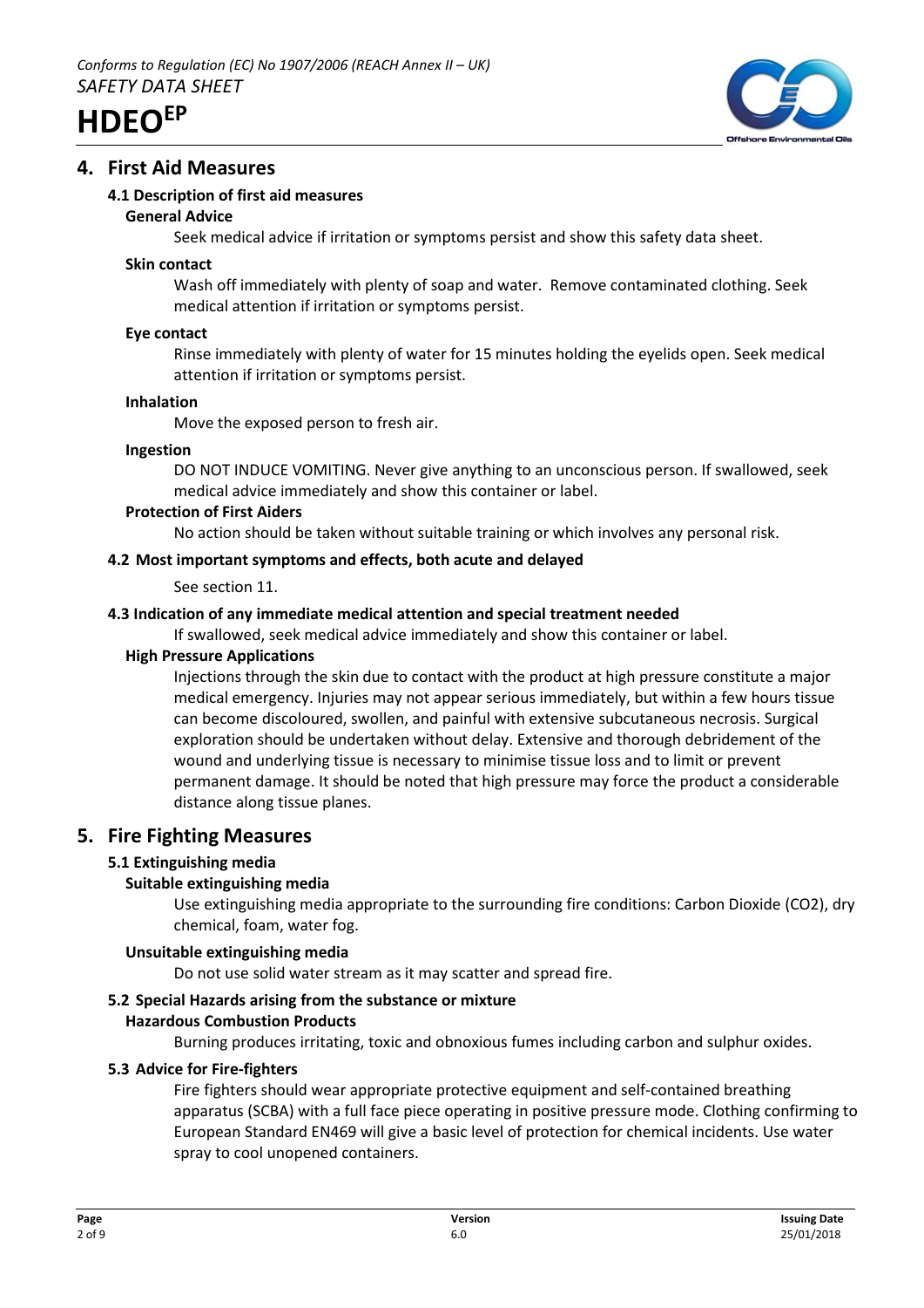## 4. First Aid Measures

### 4.1 Description of first aid measures

**General Advice**

Seek medical advice if irritation or symptoms persist and show this safety data sheet.

**Skin contact**

Wash off immediately with plenty of soap and water. Remove contaminated clothing. Seek medical attention if irritation or symptoms persist.

**Eye contact**

Rinse immediately with plenty of water for 15 minutes holding the eyelids open. Seek medical attention if irritation or symptoms persist.

**Inhalation**

Move the exposed person to fresh air.

**Ingestion**

DO NOT INDUCE VOMITING. Never give anything to an unconscious person. If swallowed, seek medical advice immediately and show this container or label.

**Protection of First Aiders**

No action should be taken without suitable training or which involves any personal risk.

### 4.2 Most important symptoms and effects, both acute and delayed

See section 11.

### 4.3 Indication of any immediate medical attention and special treatment needed

If swallowed, seek medical advice immediately and show this container or label.

**High Pressure Applications**

Injections through the skin due to contact with the product at high pressure constitute a major medical emergency. Injuries may not appear serious immediately, but within a few hours tissue can become discoloured, swollen, and painful with extensive subcutaneous necrosis. Surgical exploration should be undertaken without delay. Extensive and thorough debridement of the wound and underlying tissue is necessary to minimise tissue loss and to limit or prevent permanent damage. It should be noted that high pressure may force the product a considerable distance along tissue planes.

## 5. Fire Fighting Measures

### 5.1 Extinguishing media

**Suitable extinguishing media**

Use extinguishing media appropriate to the surrounding fire conditions: Carbon Dioxide ($CO_2$), dry chemical, foam, water fog.

**Unsuitable extinguishing media**

Do not use solid water stream as it may scatter and spread fire.

### 5.2 Special Hazards arising from the substance or mixture

**Hazardous Combustion Products**

Burning produces irritating, toxic and obnoxious fumes including carbon and sulphur oxides.

### 5.3 Advice for Fire-fighters

Fire fighters should wear appropriate protective equipment and self-contained breathing apparatus (SCBA) with a full face piece operating in positive pressure mode. Clothing confirming to European Standard EN469 will give a basic level of protection for chemical incidents. Use water spray to cool unopened containers.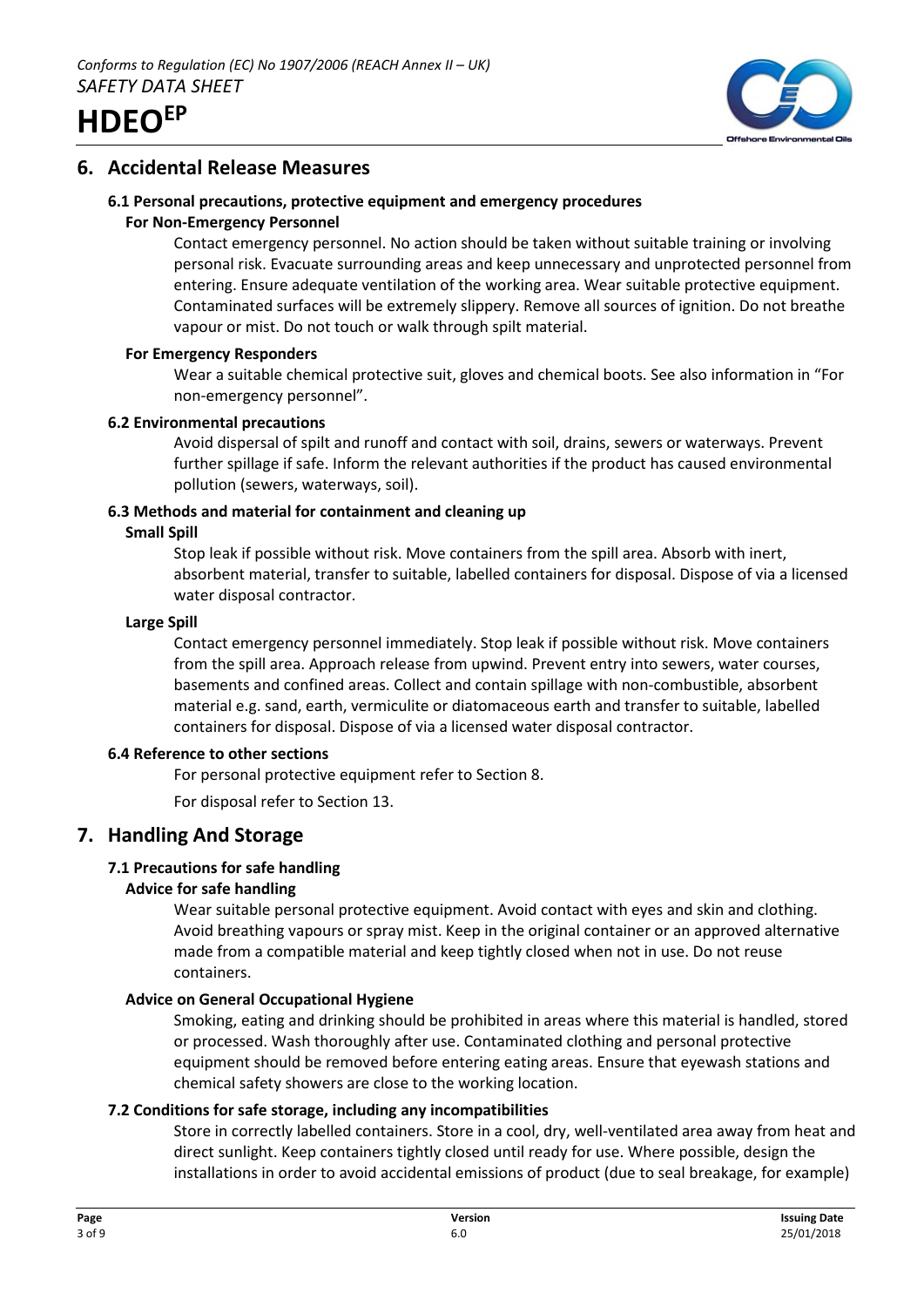## 6. Accidental Release Measures

### 6.1 Personal precautions, protective equipment and emergency procedures

**For Non-Emergency Personnel**

Contact emergency personnel. No action should be taken without suitable training or involving personal risk. Evacuate surrounding areas and keep unnecessary and unprotected personnel from entering. Ensure adequate ventilation of the working area. Wear suitable protective equipment. Contaminated surfaces will be extremely slippery. Remove all sources of ignition. Do not breathe vapour or mist. Do not touch or walk through spilt material.

**For Emergency Responders**

Wear a suitable chemical protective suit, gloves and chemical boots. See also information in "For non-emergency personnel".

### 6.2 Environmental precautions

Avoid dispersal of spilt and runoff and contact with soil, drains, sewers or waterways. Prevent further spillage if safe. Inform the relevant authorities if the product has caused environmental pollution (sewers, waterways, soil).

### 6.3 Methods and material for containment and cleaning up

**Small Spill**

Stop leak if possible without risk. Move containers from the spill area. Absorb with inert, absorbent material, transfer to suitable, labelled containers for disposal. Dispose of via a licensed water disposal contractor.

**Large Spill**

Contact emergency personnel immediately. Stop leak if possible without risk. Move containers from the spill area. Approach release from upwind. Prevent entry into sewers, water courses, basements and confined areas. Collect and contain spillage with non-combustible, absorbent material e.g. sand, earth, vermiculite or diatomaceous earth and transfer to suitable, labelled containers for disposal. Dispose of via a licensed water disposal contractor.

### 6.4 Reference to other sections

For personal protective equipment refer to Section 8.

For disposal refer to Section 13.

## 7. Handling And Storage

### 7.1 Precautions for safe handling

**Advice for safe handling**

Wear suitable personal protective equipment. Avoid contact with eyes and skin and clothing. Avoid breathing vapours or spray mist. Keep in the original container or an approved alternative made from a compatible material and keep tightly closed when not in use. Do not reuse containers.

**Advice on General Occupational Hygiene**

Smoking, eating and drinking should be prohibited in areas where this material is handled, stored or processed. Wash thoroughly after use. Contaminated clothing and personal protective equipment should be removed before entering eating areas. Ensure that eyewash stations and chemical safety showers are close to the working location.

### 7.2 Conditions for safe storage, including any incompatibilities

Store in correctly labelled containers. Store in a cool, dry, well-ventilated area away from heat and direct sunlight. Keep containers tightly closed until ready for use. Where possible, design the installations in order to avoid accidental emissions of product (due to seal breakage, for example)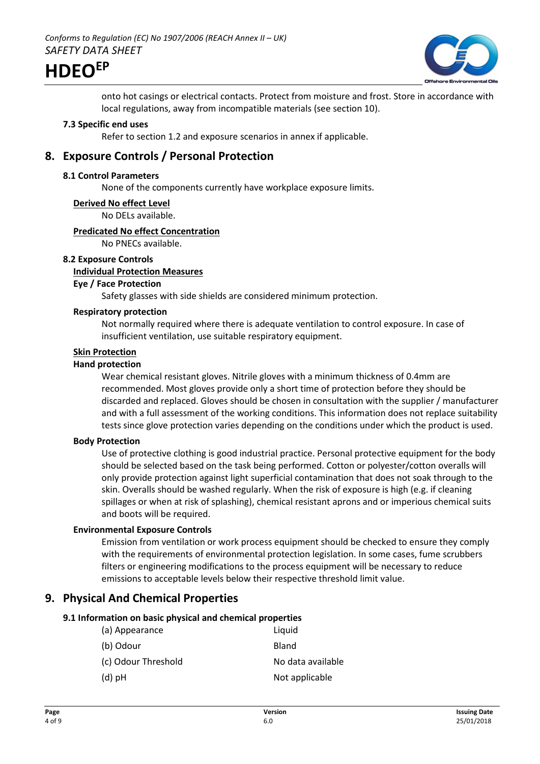onto hot casings or electrical contacts. Protect from moisture and frost. Store in accordance with local regulations, away from incompatible materials (see section 10).

### 7.3 Specific end uses

Refer to section 1.2 and exposure scenarios in annex if applicable.

## 8. Exposure Controls / Personal Protection

### 8.1 Control Parameters

None of the components currently have workplace exposure limits.

**Derived No effect Level**

No DELs available.

**Predicated No effect Concentration**

No PNECs available.

### 8.2 Exposure Controls

**Individual Protection Measures**

**Eye / Face Protection**

Safety glasses with side shields are considered minimum protection.

**Respiratory protection**

Not normally required where there is adequate ventilation to control exposure. In case of insufficient ventilation, use suitable respiratory equipment.

**Skin Protection**

**Hand protection**

Wear chemical resistant gloves. Nitrile gloves with a minimum thickness of 0.4mm are recommended. Most gloves provide only a short time of protection before they should be discarded and replaced. Gloves should be chosen in consultation with the supplier / manufacturer and with a full assessment of the working conditions. This information does not replace suitability tests since glove protection varies depending on the conditions under which the product is used.

**Body Protection**

Use of protective clothing is good industrial practice. Personal protective equipment for the body should be selected based on the task being performed. Cotton or polyester/cotton overalls will only provide protection against light superficial contamination that does not soak through to the skin. Overalls should be washed regularly. When the risk of exposure is high (e.g. if cleaning spillages or when at risk of splashing), chemical resistant aprons and or imperious chemical suits and boots will be required.

**Environmental Exposure Controls**

Emission from ventilation or work process equipment should be checked to ensure they comply with the requirements of environmental protection legislation. In some cases, fume scrubbers filters or engineering modifications to the process equipment will be necessary to reduce emissions to acceptable levels below their respective threshold limit value.

## 9. Physical And Chemical Properties

### 9.1 Information on basic physical and chemical properties

| | |
|---|---|
| (a) Appearance | Liquid |
| (b) Odour | Bland |
| (c) Odour Threshold | No data available |
| (d) pH | Not applicable |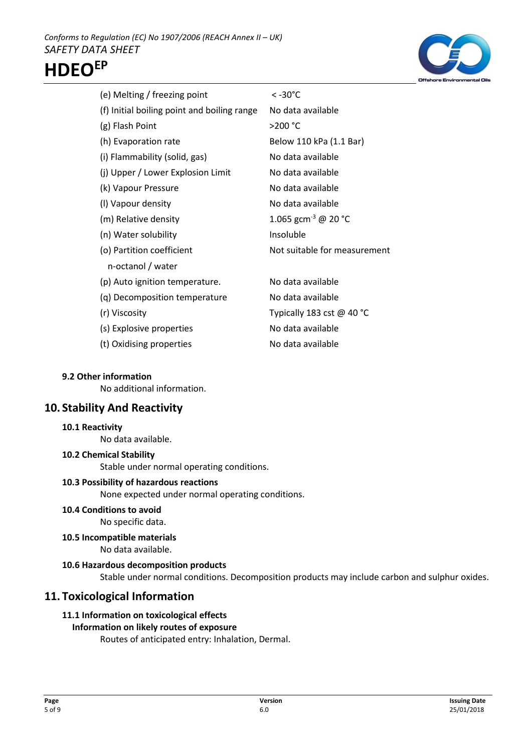| | |
|---|---|
| (e) Melting / freezing point | < -30°C |
| (f) Initial boiling point and boiling range | No data available |
| (g) Flash Point | >200 °C |
| (h) Evaporation rate | Below 110 kPa (1.1 Bar) |
| (i) Flammability (solid, gas) | No data available |
| (j) Upper / Lower Explosion Limit | No data available |
| (k) Vapour Pressure | No data available |
| (l) Vapour density | No data available |
| (m) Relative density | 1.065 $gcm^{-3}$ @ 20 °C |
| (n) Water solubility | Insoluble |
| (o) Partition coefficient n-octanol / water | Not suitable for measurement |
| (p) Auto ignition temperature. | No data available |
| (q) Decomposition temperature | No data available |
| (r) Viscosity | Typically 183 cst @ 40 °C |
| (s) Explosive properties | No data available |
| (t) Oxidising properties | No data available |

### 9.2 Other information

No additional information.

## 10. Stability And Reactivity

### 10.1 Reactivity

No data available.

### 10.2 Chemical Stability

Stable under normal operating conditions.

### 10.3 Possibility of hazardous reactions

None expected under normal operating conditions.

### 10.4 Conditions to avoid

No specific data.

### 10.5 Incompatible materials

No data available.

### 10.6 Hazardous decomposition products

Stable under normal conditions. Decomposition products may include carbon and sulphur oxides.

## 11. Toxicological Information

### 11.1 Information on toxicological effects

**Information on likely routes of exposure**

Routes of anticipated entry: Inhalation, Dermal.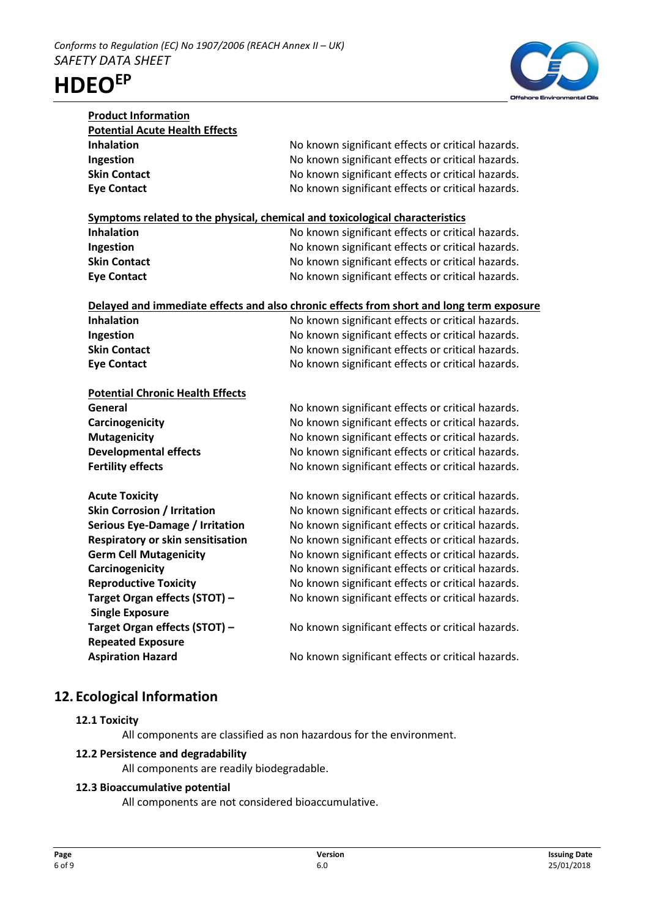**Product Information**

**Potential Acute Health Effects**

| | |
|---|---|
| **Inhalation** | No known significant effects or critical hazards. |
| **Ingestion** | No known significant effects or critical hazards. |
| **Skin Contact** | No known significant effects or critical hazards. |
| **Eye Contact** | No known significant effects or critical hazards. |

**Symptoms related to the physical, chemical and toxicological characteristics**

| | |
|---|---|
| **Inhalation** | No known significant effects or critical hazards. |
| **Ingestion** | No known significant effects or critical hazards. |
| **Skin Contact** | No known significant effects or critical hazards. |
| **Eye Contact** | No known significant effects or critical hazards. |

**Delayed and immediate effects and also chronic effects from short and long term exposure**

| | |
|---|---|
| **Inhalation** | No known significant effects or critical hazards. |
| **Ingestion** | No known significant effects or critical hazards. |
| **Skin Contact** | No known significant effects or critical hazards. |
| **Eye Contact** | No known significant effects or critical hazards. |

**Potential Chronic Health Effects**

| | |
|---|---|
| **General** | No known significant effects or critical hazards. |
| **Carcinogenicity** | No known significant effects or critical hazards. |
| **Mutagenicity** | No known significant effects or critical hazards. |
| **Developmental effects** | No known significant effects or critical hazards. |
| **Fertility effects** | No known significant effects or critical hazards. |

| | |
|---|---|
| **Acute Toxicity** | No known significant effects or critical hazards. |
| **Skin Corrosion / Irritation** | No known significant effects or critical hazards. |
| **Serious Eye-Damage / Irritation** | No known significant effects or critical hazards. |
| **Respiratory or skin sensitisation** | No known significant effects or critical hazards. |
| **Germ Cell Mutagenicity** | No known significant effects or critical hazards. |
| **Carcinogenicity** | No known significant effects or critical hazards. |
| **Reproductive Toxicity** | No known significant effects or critical hazards. |
| **Target Organ effects (STOT) – Single Exposure** | No known significant effects or critical hazards. |
| **Target Organ effects (STOT) – Repeated Exposure** | No known significant effects or critical hazards. |
| **Aspiration Hazard** | No known significant effects or critical hazards. |

## 12. Ecological Information

### 12.1 Toxicity

All components are classified as non hazardous for the environment.

### 12.2 Persistence and degradability

All components are readily biodegradable.

### 12.3 Bioaccumulative potential

All components are not considered bioaccumulative.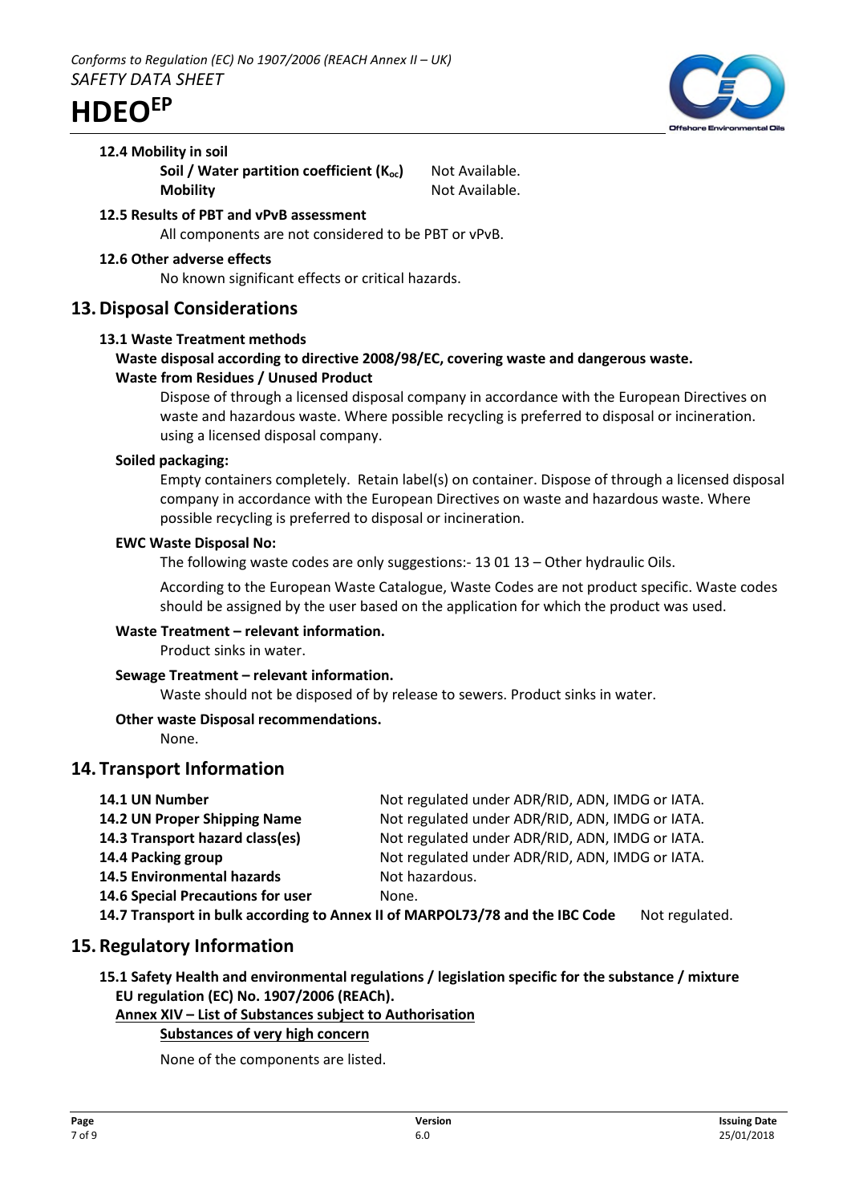#### 12.4 Mobility in soil

**Soil / Water partition coefficient ($K_{oc}$)** Not Available.
**Mobility** Not Available.

#### 12.5 Results of PBT and vPvB assessment

All components are not considered to be PBT or vPvB.

#### 12.6 Other adverse effects

No known significant effects or critical hazards.

## 13. Disposal Considerations

### 13.1 Waste Treatment methods

**Waste disposal according to directive 2008/98/EC, covering waste and dangerous waste.**

**Waste from Residues / Unused Product**

Dispose of through a licensed disposal company in accordance with the European Directives on waste and hazardous waste. Where possible recycling is preferred to disposal or incineration. using a licensed disposal company.

**Soiled packaging:**

Empty containers completely. Retain label(s) on container. Dispose of through a licensed disposal company in accordance with the European Directives on waste and hazardous waste. Where possible recycling is preferred to disposal or incineration.

**EWC Waste Disposal No:**

The following waste codes are only suggestions:- 13 01 13 – Other hydraulic Oils.

According to the European Waste Catalogue, Waste Codes are not product specific. Waste codes should be assigned by the user based on the application for which the product was used.

**Waste Treatment – relevant information.**

Product sinks in water.

**Sewage Treatment – relevant information.**

Waste should not be disposed of by release to sewers. Product sinks in water.

**Other waste Disposal recommendations.**

None.

## 14. Transport Information

**14.1 UN Number** Not regulated under ADR/RID, ADN, IMDG or IATA.
**14.2 UN Proper Shipping Name** Not regulated under ADR/RID, ADN, IMDG or IATA.
**14.3 Transport hazard class(es)** Not regulated under ADR/RID, ADN, IMDG or IATA.
**14.4 Packing group** Not regulated under ADR/RID, ADN, IMDG or IATA.
**14.5 Environmental hazards** Not hazardous.
**14.6 Special Precautions for user** None.
**14.7 Transport in bulk according to Annex II of MARPOL73/78 and the IBC Code** Not regulated.

## 15. Regulatory Information

**15.1 Safety Health and environmental regulations / legislation specific for the substance / mixture**
**EU regulation (EC) No. 1907/2006 (REACh).**

**Annex XIV – List of Substances subject to Authorisation**

**Substances of very high concern**

None of the components are listed.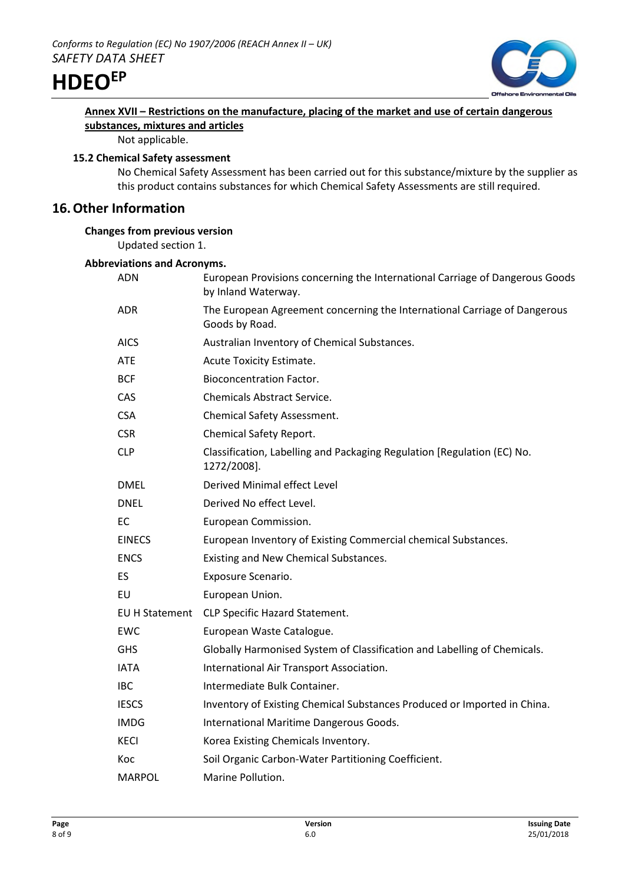**Annex XVII – Restrictions on the manufacture, placing of the market and use of certain dangerous substances, mixtures and articles**

Not applicable.

### 15.2 Chemical Safety assessment

No Chemical Safety Assessment has been carried out for this substance/mixture by the supplier as this product contains substances for which Chemical Safety Assessments are still required.

## 16. Other Information

**Changes from previous version**

Updated section 1.

**Abbreviations and Acronyms.**

| | |
|---|---|
| ADN | European Provisions concerning the International Carriage of Dangerous Goods by Inland Waterway. |
| ADR | The European Agreement concerning the International Carriage of Dangerous Goods by Road. |
| AICS | Australian Inventory of Chemical Substances. |
| ATE | Acute Toxicity Estimate. |
| BCF | Bioconcentration Factor. |
| CAS | Chemicals Abstract Service. |
| CSA | Chemical Safety Assessment. |
| CSR | Chemical Safety Report. |
| CLP | Classification, Labelling and Packaging Regulation [Regulation (EC) No. 1272/2008]. |
| DMEL | Derived Minimal effect Level |
| DNEL | Derived No effect Level. |
| EC | European Commission. |
| EINECS | European Inventory of Existing Commercial chemical Substances. |
| ENCS | Existing and New Chemical Substances. |
| ES | Exposure Scenario. |
| EU | European Union. |
| EU H Statement | CLP Specific Hazard Statement. |
| EWC | European Waste Catalogue. |
| GHS | Globally Harmonised System of Classification and Labelling of Chemicals. |
| IATA | International Air Transport Association. |
| IBC | Intermediate Bulk Container. |
| IESCS | Inventory of Existing Chemical Substances Produced or Imported in China. |
| IMDG | International Maritime Dangerous Goods. |
| KECI | Korea Existing Chemicals Inventory. |
| Koc | Soil Organic Carbon-Water Partitioning Coefficient. |
| MARPOL | Marine Pollution. |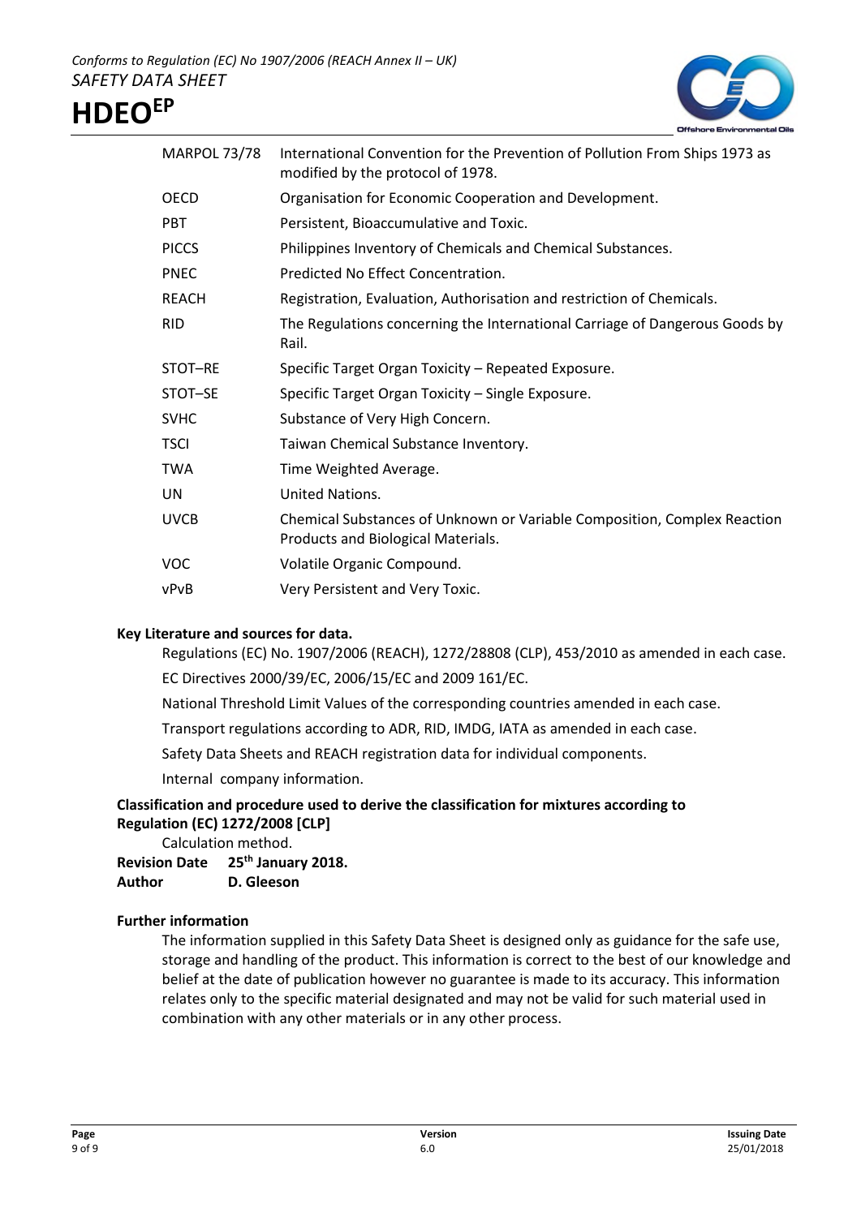| | |
|---|---|
| MARPOL 73/78 | International Convention for the Prevention of Pollution From Ships 1973 as modified by the protocol of 1978. |
| OECD | Organisation for Economic Cooperation and Development. |
| PBT | Persistent, Bioaccumulative and Toxic. |
| PICCS | Philippines Inventory of Chemicals and Chemical Substances. |
| PNEC | Predicted No Effect Concentration. |
| REACH | Registration, Evaluation, Authorisation and restriction of Chemicals. |
| RID | The Regulations concerning the International Carriage of Dangerous Goods by Rail. |
| STOT–RE | Specific Target Organ Toxicity – Repeated Exposure. |
| STOT–SE | Specific Target Organ Toxicity – Single Exposure. |
| SVHC | Substance of Very High Concern. |
| TSCI | Taiwan Chemical Substance Inventory. |
| TWA | Time Weighted Average. |
| UN | United Nations. |
| UVCB | Chemical Substances of Unknown or Variable Composition, Complex Reaction Products and Biological Materials. |
| VOC | Volatile Organic Compound. |
| vPvB | Very Persistent and Very Toxic. |

**Key Literature and sources for data.**

Regulations (EC) No. 1907/2006 (REACH), 1272/28808 (CLP), 453/2010 as amended in each case.

EC Directives 2000/39/EC, 2006/15/EC and 2009 161/EC.

National Threshold Limit Values of the corresponding countries amended in each case.

Transport regulations according to ADR, RID, IMDG, IATA as amended in each case.

Safety Data Sheets and REACH registration data for individual components.

Internal company information.

**Classification and procedure used to derive the classification for mixtures according to Regulation (EC) 1272/2008 [CLP]**

Calculation method.

**Revision Date** **25th January 2018.**

**Author** **D. Gleeson**

**Further information**

The information supplied in this Safety Data Sheet is designed only as guidance for the safe use, storage and handling of the product. This information is correct to the best of our knowledge and belief at the date of publication however no guarantee is made to its accuracy. This information relates only to the specific material designated and may not be valid for such material used in combination with any other materials or in any other process.